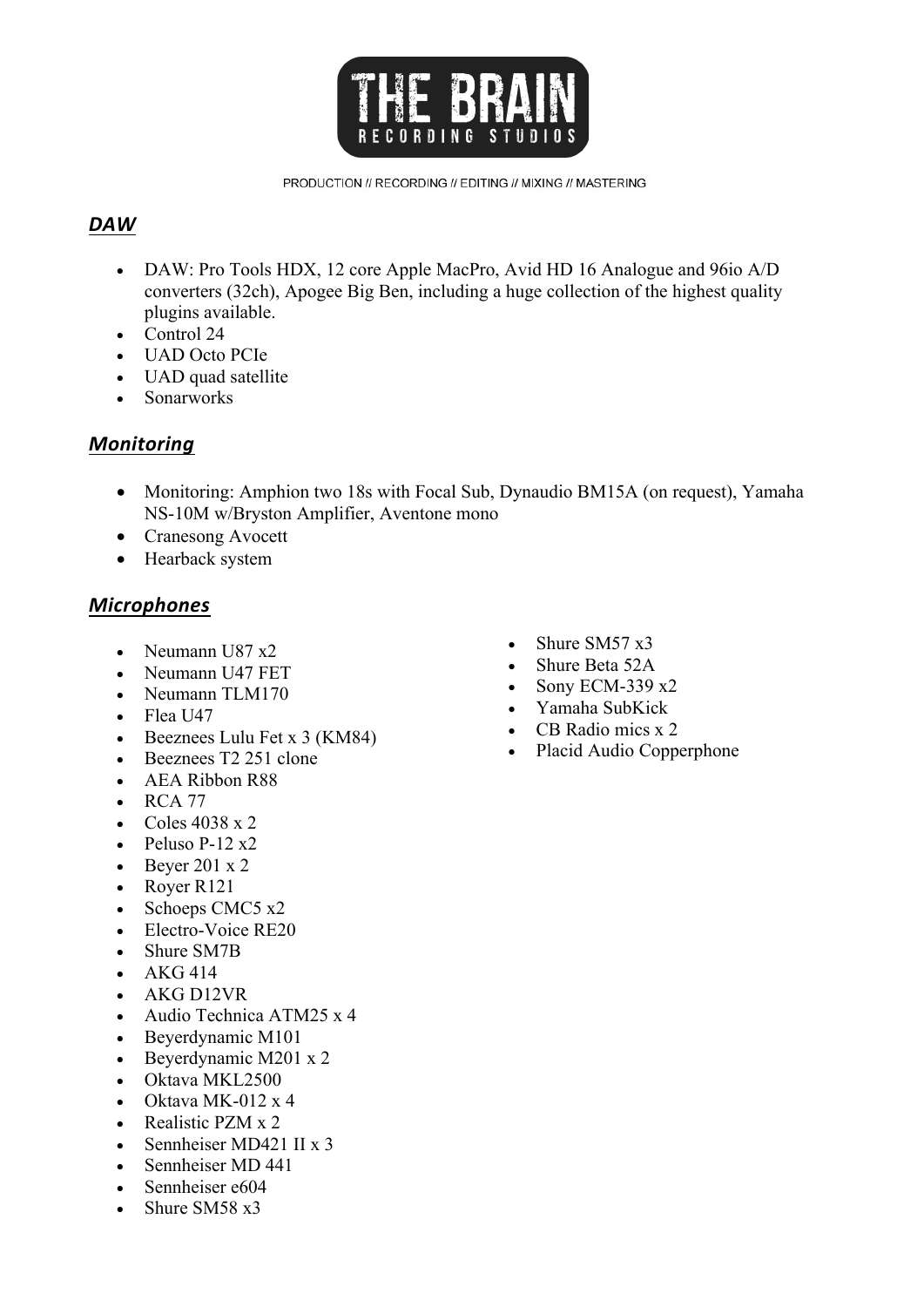# THE BRAIN RECORDING STUDIOS

PRODUCTION // RECORDING // EDITING // MIXING // MASTERING

## ***DAW***

- DAW: Pro Tools HDX, 12 core Apple MacPro, Avid HD 16 Analogue and 96io A/D converters (32ch), Apogee Big Ben, including a huge collection of the highest quality plugins available.
- Control 24
- UAD Octo PCIe
- UAD quad satellite
- Sonarworks

## ***Monitoring***

- Monitoring: Amphion two 18s with Focal Sub, Dynaudio BM15A (on request), Yamaha NS-10M w/Bryston Amplifier, Aventone mono
- Cranesong Avocett
- Hearback system

## ***Microphones***

- Neumann U87 x2
- Neumann U47 FET
- Neumann TLM170
- Flea U47
- Beeznees Lulu Fet x 3 (KM84)
- Beeznees T2 251 clone
- AEA Ribbon R88
- RCA 77
- Coles 4038 x 2
- Peluso P-12 x2
- Beyer 201 x 2
- Royer R121
- Schoeps CMC5 x2
- Electro-Voice RE20
- Shure SM7B
- AKG 414
- AKG D12VR
- Audio Technica ATM25 x 4
- Beyerdynamic M101
- Beyerdynamic M201 x 2
- Oktava MKL2500
- Oktava MK-012 x 4
- Realistic PZM x 2
- Sennheiser MD421 II x 3
- Sennheiser MD 441
- Sennheiser e604
- Shure SM58 x3
- Shure SM57 x3
- Shure Beta 52A
- Sony ECM-339 x2
- Yamaha SubKick
- CB Radio mics x 2
- Placid Audio Copperphone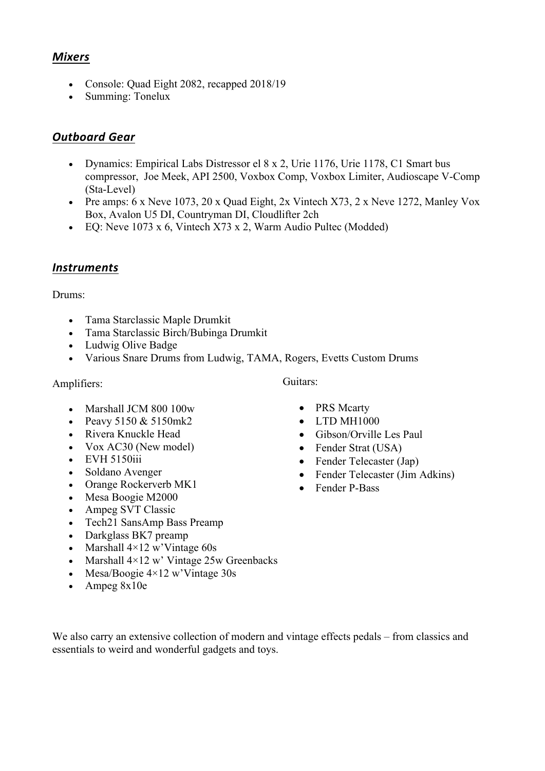## *Mixers*

- Console: Quad Eight 2082, recapped 2018/19
- Summing: Tonelux

## *Outboard Gear*

- Dynamics: Empirical Labs Distressor el 8 x 2, Urie 1176, Urie 1178, C1 Smart bus compressor, Joe Meek, API 2500, Voxbox Comp, Voxbox Limiter, Audioscape V-Comp (Sta-Level)
- Pre amps: 6 x Neve 1073, 20 x Quad Eight, 2x Vintech X73, 2 x Neve 1272, Manley Vox Box, Avalon U5 DI, Countryman DI, Cloudlifter 2ch
- EQ: Neve 1073 x 6, Vintech X73 x 2, Warm Audio Pultec (Modded)

## *Instruments*

Drums:

- Tama Starclassic Maple Drumkit
- Tama Starclassic Birch/Bubinga Drumkit
- Ludwig Olive Badge
- Various Snare Drums from Ludwig, TAMA, Rogers, Evetts Custom Drums

Amplifiers:

- Marshall JCM 800 100w
- Peavy 5150 & 5150mk2
- Rivera Knuckle Head
- Vox AC30 (New model)
- EVH 5150iii
- Soldano Avenger
- Orange Rockerverb MK1
- Mesa Boogie M2000
- Ampeg SVT Classic
- Tech21 SansAmp Bass Preamp
- Darkglass BK7 preamp
- Marshall 4×12 w'Vintage 60s
- Marshall 4×12 w' Vintage 25w Greenbacks
- Mesa/Boogie 4×12 w'Vintage 30s
- Ampeg 8x10e

Guitars:

- PRS Mcarty
- LTD MH1000
- Gibson/Orville Les Paul
- Fender Strat (USA)
- Fender Telecaster (Jap)
- Fender Telecaster (Jim Adkins)
- Fender P-Bass

We also carry an extensive collection of modern and vintage effects pedals – from classics and essentials to weird and wonderful gadgets and toys.